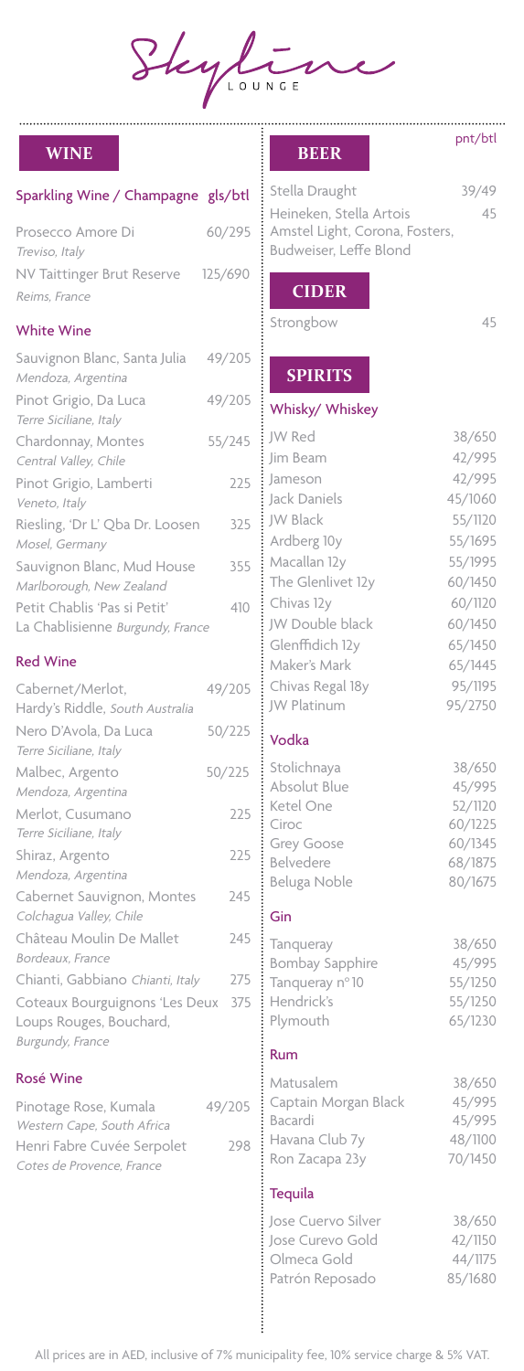# Skyline

LOUNGE

## WINE

### Sparkling Wine / Champagne

| Item | gls/btl |
|---|---|
| Prosecco Amore Di *Treviso, Italy* | 60/295 |
| NV Taittinger Brut Reserve *Reims, France* | 125/690 |

### White Wine

| Item | Price |
|---|---|
| Sauvignon Blanc, Santa Julia *Mendoza, Argentina* | 49/205 |
| Pinot Grigio, Da Luca *Terre Siciliane, Italy* | 49/205 |
| Chardonnay, Montes *Central Valley, Chile* | 55/245 |
| Pinot Grigio, Lamberti *Veneto, Italy* | 225 |
| Riesling, 'Dr L' Qba Dr. Loosen *Mosel, Germany* | 325 |
| Sauvignon Blanc, Mud House *Marlborough, New Zealand* | 355 |
| Petit Chablis 'Pas si Petit' La Chablisienne *Burgundy, France* | 410 |

### Red Wine

| Item | Price |
|---|---|
| Cabernet/Merlot, Hardy's Riddle, *South Australia* | 49/205 |
| Nero D'Avola, Da Luca *Terre Siciliane, Italy* | 50/225 |
| Malbec, Argento *Mendoza, Argentina* | 50/225 |
| Merlot, Cusumano *Terre Siciliane, Italy* | 225 |
| Shiraz, Argento *Mendoza, Argentina* | 225 |
| Cabernet Sauvignon, Montes *Colchagua Valley, Chile* | 245 |
| Château Moulin De Mallet *Bordeaux, France* | 245 |
| Chianti, Gabbiano *Chianti, Italy* | 275 |
| Coteaux Bourguignons 'Les Deux Loups Rouges, Bouchard, *Burgundy, France* | 375 |

### Rosé Wine

| Item | Price |
|---|---|
| Pinotage Rose, Kumala *Western Cape, South Africa* | 49/205 |
| Henri Fabre Cuvée Serpolet *Cotes de Provence, France* | 298 |

## BEER

| Item | pnt/btl |
|---|---|
| Stella Draught | 39/49 |
| Heineken, Stella Artois Amstel Light, Corona, Fosters, Budweiser, Leffe Blond | 45 |

## CIDER

| Item | Price |
|---|---|
| Strongbow | 45 |

## SPIRITS

### Whisky/ Whiskey

| Item | Price |
|---|---|
| JW Red | 38/650 |
| Jim Beam | 42/995 |
| Jameson | 42/995 |
| Jack Daniels | 45/1060 |
| JW Black | 55/1120 |
| Ardberg 10y | 55/1695 |
| Macallan 12y | 55/1995 |
| The Glenlivet 12y | 60/1450 |
| Chivas 12y | 60/1120 |
| JW Double black | 60/1450 |
| Glenffidich 12y | 65/1450 |
| Maker's Mark | 65/1445 |
| Chivas Regal 18y | 95/1195 |
| JW Platinum | 95/2750 |

### Vodka

| Item | Price |
|---|---|
| Stolichnaya | 38/650 |
| Absolut Blue | 45/995 |
| Ketel One | 52/1120 |
| Ciroc | 60/1225 |
| Grey Goose | 60/1345 |
| Belvedere | 68/1875 |
| Beluga Noble | 80/1675 |

### Gin

| Item | Price |
|---|---|
| Tanqueray | 38/650 |
| Bombay Sapphire | 45/995 |
| Tanqueray n°10 | 55/1250 |
| Hendrick's | 55/1250 |
| Plymouth | 65/1230 |

### Rum

| Item | Price |
|---|---|
| Matusalem | 38/650 |
| Captain Morgan Black | 45/995 |
| Bacardi | 45/995 |
| Havana Club 7y | 48/1100 |
| Ron Zacapa 23y | 70/1450 |

### Tequila

| Item | Price |
|---|---|
| Jose Cuervo Silver | 38/650 |
| Jose Curevo Gold | 42/1150 |
| Olmeca Gold | 44/1175 |
| Patrón Reposado | 85/1680 |

All prices are in AED, inclusive of 7% municipality fee, 10% service charge & 5% VAT.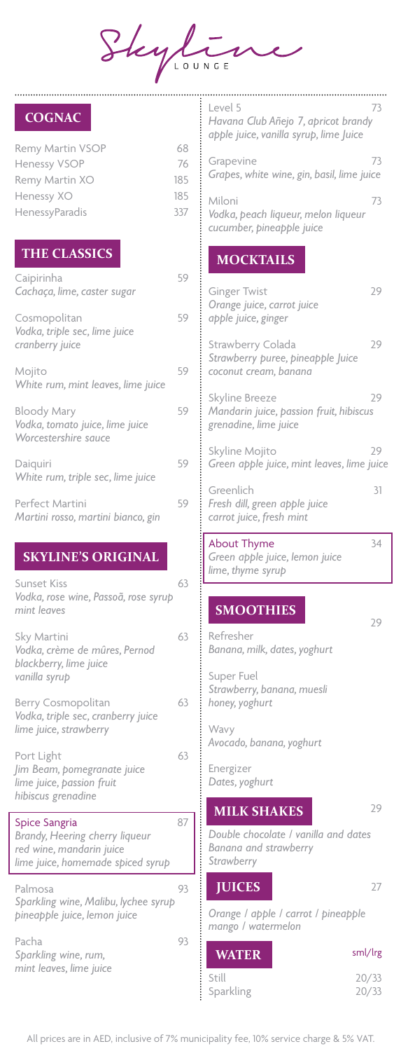# Skyline LOUNGE

## COGNAC

| Item | Price |
|---|---|
| Remy Martin VSOP | 68 |
| Henessy VSOP | 76 |
| Remy Martin XO | 185 |
| Henessy XO | 185 |
| HenessyParadis | 337 |

## THE CLASSICS

Caipirinha — 59
*Cachaça, lime, caster sugar*

Cosmopolitan — 59
*Vodka, triple sec, lime juice cranberry juice*

Mojito — 59
*White rum, mint leaves, lime juice*

Bloody Mary — 59
*Vodka, tomato juice, lime juice Worcestershire sauce*

Daiquiri — 59
*White rum, triple sec, lime juice*

Perfect Martini — 59
*Martini rosso, martini bianco, gin*

## SKYLINE'S ORIGINAL

Sunset Kiss — 63
*Vodka, rose wine, Passoã, rose syrup mint leaves*

Sky Martini — 63
*Vodka, crème de mûres, Pernod blackberry, lime juice vanilla syrup*

Berry Cosmopolitan — 63
*Vodka, triple sec, cranberry juice lime juice, strawberry*

Port Light — 63
*Jim Beam, pomegranate juice lime juice, passion fruit hibiscus grenadine*

Spice Sangria — 87
*Brandy, Heering cherry liqueur red wine, mandarin juice lime juice, homemade spiced syrup*

Palmosa — 93
*Sparkling wine, Malibu, lychee syrup pineapple juice, lemon juice*

Pacha — 93
*Sparkling wine, rum, mint leaves, lime juice*

Level 5 — 73
*Havana Club Añejo 7, apricot brandy apple juice, vanilla syrup, lime Juice*

Grapevine — 73
*Grapes, white wine, gin, basil, lime juice*

Miloni — 73
*Vodka, peach liqueur, melon liqueur cucumber, pineapple juice*

## MOCKTAILS

Ginger Twist — 29
*Orange juice, carrot juice apple juice, ginger*

Strawberry Colada — 29
*Strawberry puree, pineapple Juice coconut cream, banana*

Skyline Breeze — 29
*Mandarin juice, passion fruit, hibiscus grenadine, lime juice*

Skyline Mojito — 29
*Green apple juice, mint leaves, lime juice*

Greenlich — 31
*Fresh dill, green apple juice carrot juice, fresh mint*

About Thyme — 34
*Green apple juice, lemon juice lime, thyme syrup*

## SMOOTHIES — 29

Refresher
*Banana, milk, dates, yoghurt*

Super Fuel
*Strawberry, banana, muesli honey, yoghurt*

Wavy
*Avocado, banana, yoghurt*

Energizer
*Dates, yoghurt*

## MILK SHAKES — 29

*Double chocolate / vanilla and dates*
*Banana and strawberry*
*Strawberry*

## JUICES — 27

*Orange / apple / carrot / pineapple mango / watermelon*

## WATER

| | sml/lrg |
|---|---|
| Still | 20/33 |
| Sparkling | 20/33 |

All prices are in AED, inclusive of 7% municipality fee, 10% service charge & 5% VAT.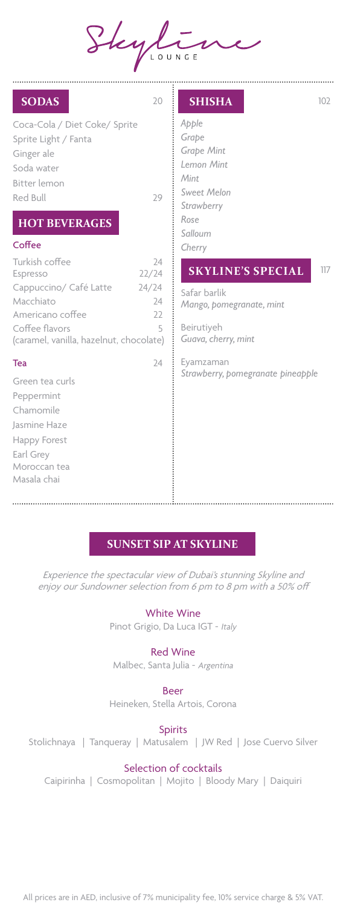# Skyline LOUNGE

## SODAS — 20

- Coca-Cola / Diet Coke/ Sprite
- Sprite Light / Fanta
- Ginger ale
- Soda water
- Bitter lemon
- Red Bull — 29

## HOT BEVERAGES

### Coffee

| Item | Price |
|---|---|
| Turkish coffee | 24 |
| Espresso | 22/24 |
| Cappuccino/ Café Latte | 24/24 |
| Macchiato | 24 |
| Americano coffee | 22 |
| Coffee flavors (caramel, vanilla, hazelnut, chocolate) | 5 |

### Tea — 24

- Green tea curls
- Peppermint
- Chamomile
- Jasmine Haze
- Happy Forest
- Earl Grey
- Moroccan tea
- Masala chai

## SHISHA — 102

- *Apple*
- *Grape*
- *Grape Mint*
- *Lemon Mint*
- *Mint*
- *Sweet Melon*
- *Strawberry*
- *Rose*
- *Salloum*
- *Cherry*

## SKYLINE'S SPECIAL — 117

Safar barlik
*Mango, pomegranate, mint*

Beirutiyeh
*Guava, cherry, mint*

Eyamzaman
*Strawberry, pomegranate pineapple*

## SUNSET SIP AT SKYLINE

*Experience the spectacular view of Dubai's stunning Skyline and enjoy our Sundowner selection from 6 pm to 8 pm with a 50% off*

### White Wine
Pinot Grigio, Da Luca IGT - *Italy*

### Red Wine
Malbec, Santa Julia - *Argentina*

### Beer
Heineken, Stella Artois, Corona

### Spirits
Stolichnaya | Tanqueray | Matusalem | JW Red | Jose Cuervo Silver

### Selection of cocktails
Caipirinha | Cosmopolitan | Mojito | Bloody Mary | Daiquiri

All prices are in AED, inclusive of 7% municipality fee, 10% service charge & 5% VAT.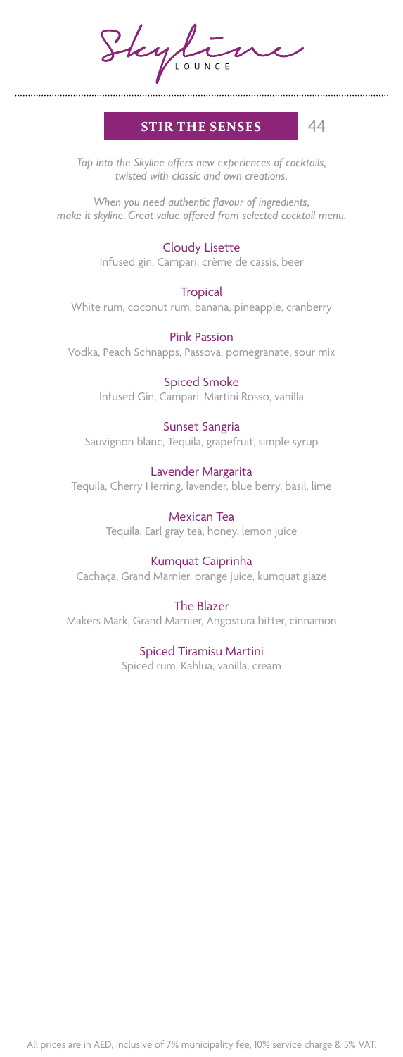# Skyline LOUNGE

## STIR THE SENSES 44

*Tap into the Skyline offers new experiences of cocktails, twisted with classic and own creations.*

*When you need authentic flavour of ingredients, make it skyline. Great value offered from selected cocktail menu.*

**Cloudy Lisette**
Infused gin, Campari, crème de cassis, beer

**Tropical**
White rum, coconut rum, banana, pineapple, cranberry

**Pink Passion**
Vodka, Peach Schnapps, Passova, pomegranate, sour mix

**Spiced Smoke**
Infused Gin, Campari, Martini Rosso, vanilla

**Sunset Sangria**
Sauvignon blanc, Tequila, grapefruit, simple syrup

**Lavender Margarita**
Tequila, Cherry Herring, lavender, blue berry, basil, lime

**Mexican Tea**
Tequila, Earl gray tea, honey, lemon juice

**Kumquat Caiprinha**
Cachaça, Grand Marnier, orange juice, kumquat glaze

**The Blazer**
Makers Mark, Grand Marnier, Angostura bitter, cinnamon

**Spiced Tiramisu Martini**
Spiced rum, Kahlua, vanilla, cream

All prices are in AED, inclusive of 7% municipality fee, 10% service charge & 5% VAT.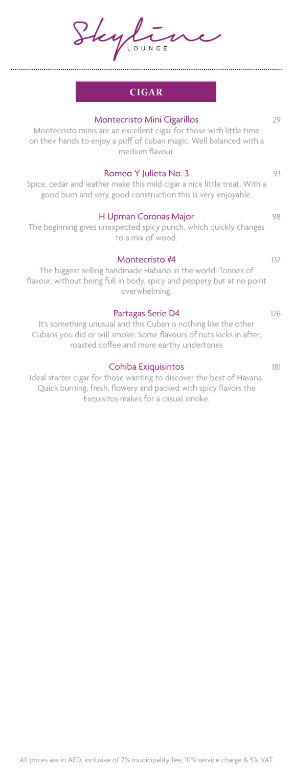# Skyline LOUNGE

## CIGAR

**Montecristo Mini Cigarillos** 29

Montecristo minis are an excellent cigar for those with little time on their hands to enjoy a puff of cuban magic. Well balanced with a medium flavour.

**Romeo Y Julieta No. 3** 93

Spice, cedar and leather make this mild cigar a nice little treat. With a good burn and very good construction this is very enjoyable.

**H Upman Coronas Major** 98

The beginning gives unexpected spicy punch, which quickly changes to a mix of wood.

**Montecristo #4** 137

The biggest selling handmade Habano in the world. Tonnes of flavour, without being full in body, spicy and peppery but at no point overwhelming.

**Partagas Serie D4** 176

It's something unusual and this Cuban is nothing like the other Cubans you did or will smoke. Some flavours of nuts kicks in after, roasted coffee and more earthy undertones

**Cohiba Exiquisintos** 181

Ideal starter cigar for those wanting to discover the best of Havana. Quick burning, fresh, flowery and packed with spicy flavors the Exquisitos makes for a casual smoke.

All prices are in AED, inclusive of 7% municipality fee, 10% service charge & 5% VAT.